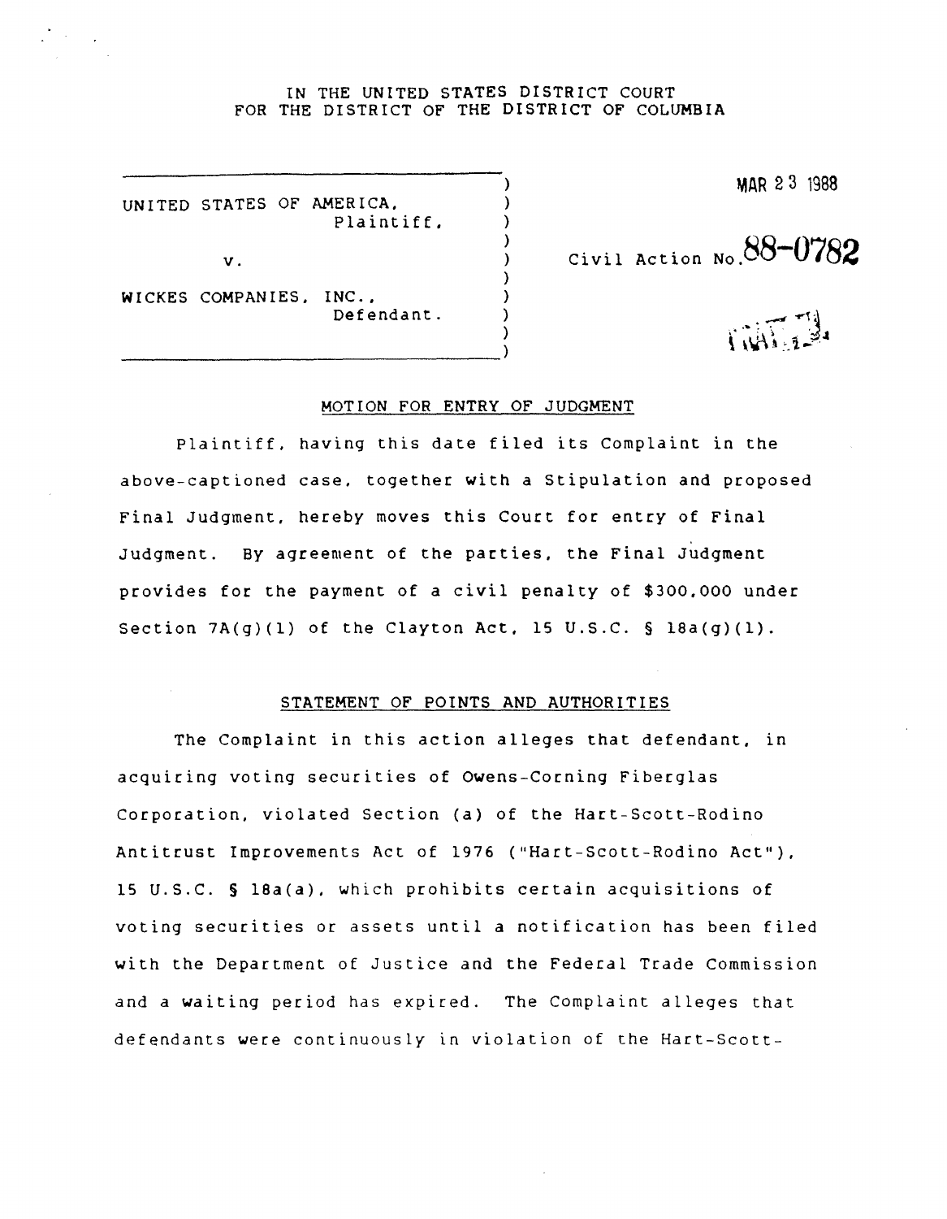IN THE UNITED STATES DISTRICT COURT
FOR THE DISTRICT OF THE DISTRICT OF COLUMBIA

UNITED STATES OF AMERICA,
Plaintiff,

v.

WICKES COMPANIES, INC.,
Defendant.

MAR 23 1988

Civil Action No. 88-0782

## MOTION FOR ENTRY OF JUDGMENT

Plaintiff, having this date filed its Complaint in the above-captioned case, together with a Stipulation and proposed Final Judgment, hereby moves this Court for entry of Final Judgment. By agreement of the parties, the Final Judgment provides for the payment of a civil penalty of $300,000 under Section 7A(g)(1) of the Clayton Act, 15 U.S.C. § 18a(g)(1).

## STATEMENT OF POINTS AND AUTHORITIES

The Complaint in this action alleges that defendant, in acquiring voting securities of Owens-Corning Fiberglas Corporation, violated Section (a) of the Hart-Scott-Rodino Antitrust Improvements Act of 1976 ("Hart-Scott-Rodino Act"), 15 U.S.C. § 18a(a), which prohibits certain acquisitions of voting securities or assets until a notification has been filed with the Department of Justice and the Federal Trade Commission and a waiting period has expired. The Complaint alleges that defendants were continuously in violation of the Hart-Scott-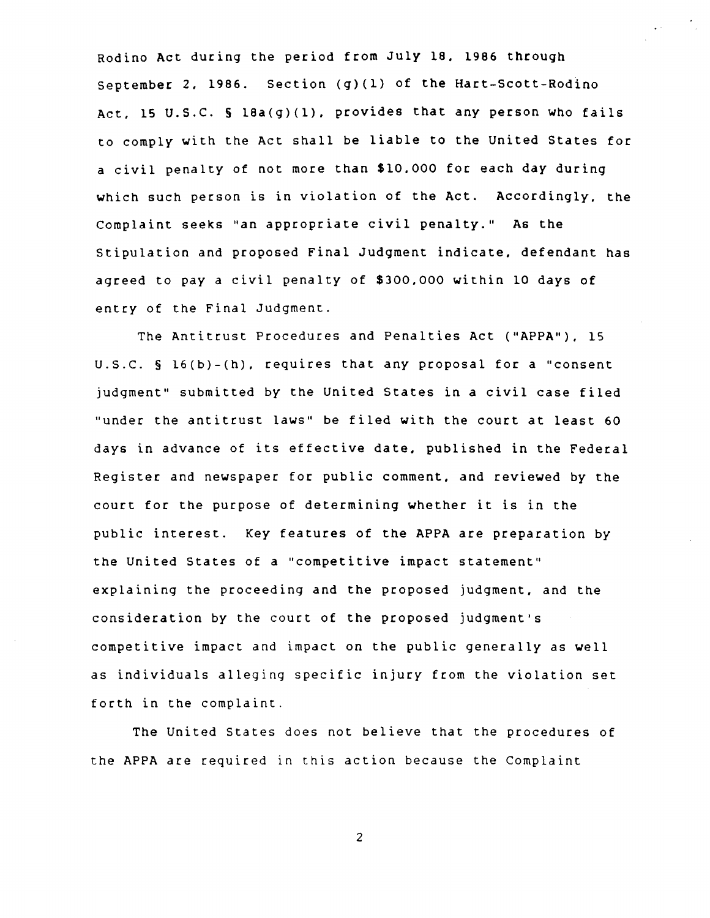Rodino Act during the period from July 18, 1986 through September 2, 1986. Section (g)(1) of the Hart-Scott-Rodino Act, 15 U.S.C. § 18a(g)(1), provides that any person who fails to comply with the Act shall be liable to the United States for a civil penalty of not more than $10,000 for each day during which such person is in violation of the Act. Accordingly, the Complaint seeks "an appropriate civil penalty." As the Stipulation and proposed Final Judgment indicate, defendant has agreed to pay a civil penalty of $300,000 within 10 days of entry of the Final Judgment.

The Antitrust Procedures and Penalties Act ("APPA"), 15 U.S.C. § 16(b)-(h), requires that any proposal for a "consent judgment" submitted by the United States in a civil case filed "under the antitrust laws" be filed with the court at least 60 days in advance of its effective date, published in the Federal Register and newspaper for public comment, and reviewed by the court for the purpose of determining whether it is in the public interest. Key features of the APPA are preparation by the United States of a "competitive impact statement" explaining the proceeding and the proposed judgment, and the consideration by the court of the proposed judgment's competitive impact and impact on the public generally as well as individuals alleging specific injury from the violation set forth in the complaint.

The United States does not believe that the procedures of the APPA are required in this action because the Complaint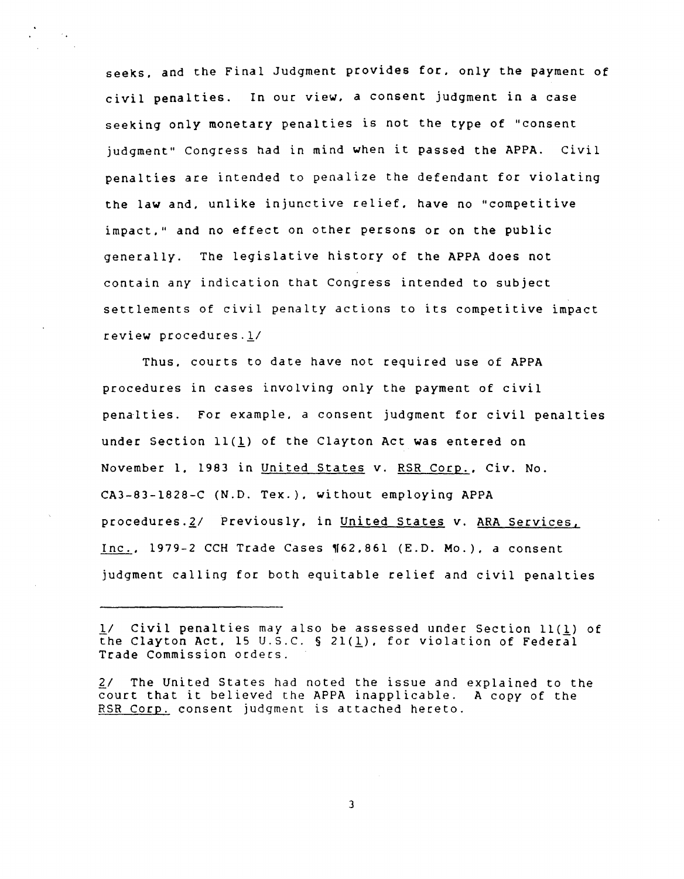seeks, and the Final Judgment provides for, only the payment of civil penalties. In our view, a consent judgment in a case seeking only monetary penalties is not the type of "consent judgment" Congress had in mind when it passed the APPA. Civil penalties are intended to penalize the defendant for violating the law and, unlike injunctive relief, have no "competitive impact," and no effect on other persons or on the public generally. The legislative history of the APPA does not contain any indication that Congress intended to subject settlements of civil penalty actions to its competitive impact review procedures.1/

Thus, courts to date have not required use of APPA procedures in cases involving only the payment of civil penalties. For example, a consent judgment for civil penalties under Section 11(l) of the Clayton Act was entered on November 1, 1983 in United States v. RSR Corp., Civ. No. CA3-83-1828-C (N.D. Tex.), without employing APPA procedures.2/ Previously, in United States v. ARA Services, Inc., 1979-2 CCH Trade Cases ¶62,861 (E.D. Mo.), a consent judgment calling for both equitable relief and civil penalties

---

1/ Civil penalties may also be assessed under Section 11(l) of the Clayton Act, 15 U.S.C. § 21(l), for violation of Federal Trade Commission orders.

2/ The United States had noted the issue and explained to the court that it believed the APPA inapplicable. A copy of the RSR Corp. consent judgment is attached hereto.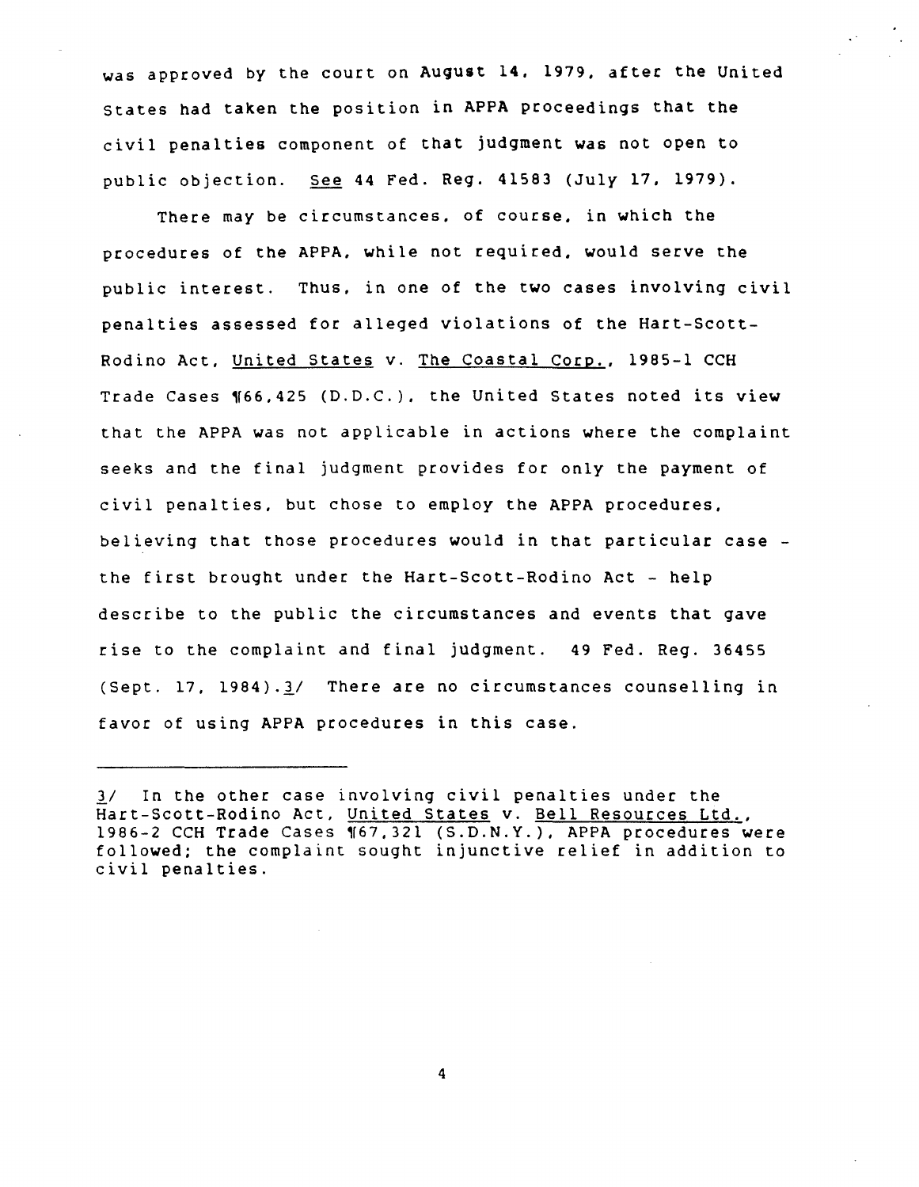was approved by the court on August 14, 1979, after the United States had taken the position in APPA proceedings that the civil penalties component of that judgment was not open to public objection. *See* 44 Fed. Reg. 41583 (July 17, 1979).

There may be circumstances, of course, in which the procedures of the APPA, while not required, would serve the public interest. Thus, in one of the two cases involving civil penalties assessed for alleged violations of the Hart-Scott-Rodino Act, *United States* v. *The Coastal Corp.*, 1985-1 CCH Trade Cases ¶66,425 (D.D.C.), the United States noted its view that the APPA was not applicable in actions where the complaint seeks and the final judgment provides for only the payment of civil penalties, but chose to employ the APPA procedures, believing that those procedures would in that particular case - the first brought under the Hart-Scott-Rodino Act - help describe to the public the circumstances and events that gave rise to the complaint and final judgment. 49 Fed. Reg. 36455 (Sept. 17, 1984).3/ There are no circumstances counselling in favor of using APPA procedures in this case.

---

3/ In the other case involving civil penalties under the Hart-Scott-Rodino Act, *United States* v. *Bell Resources Ltd.*, 1986-2 CCH Trade Cases ¶67,321 (S.D.N.Y.), APPA procedures were followed; the complaint sought injunctive relief in addition to civil penalties.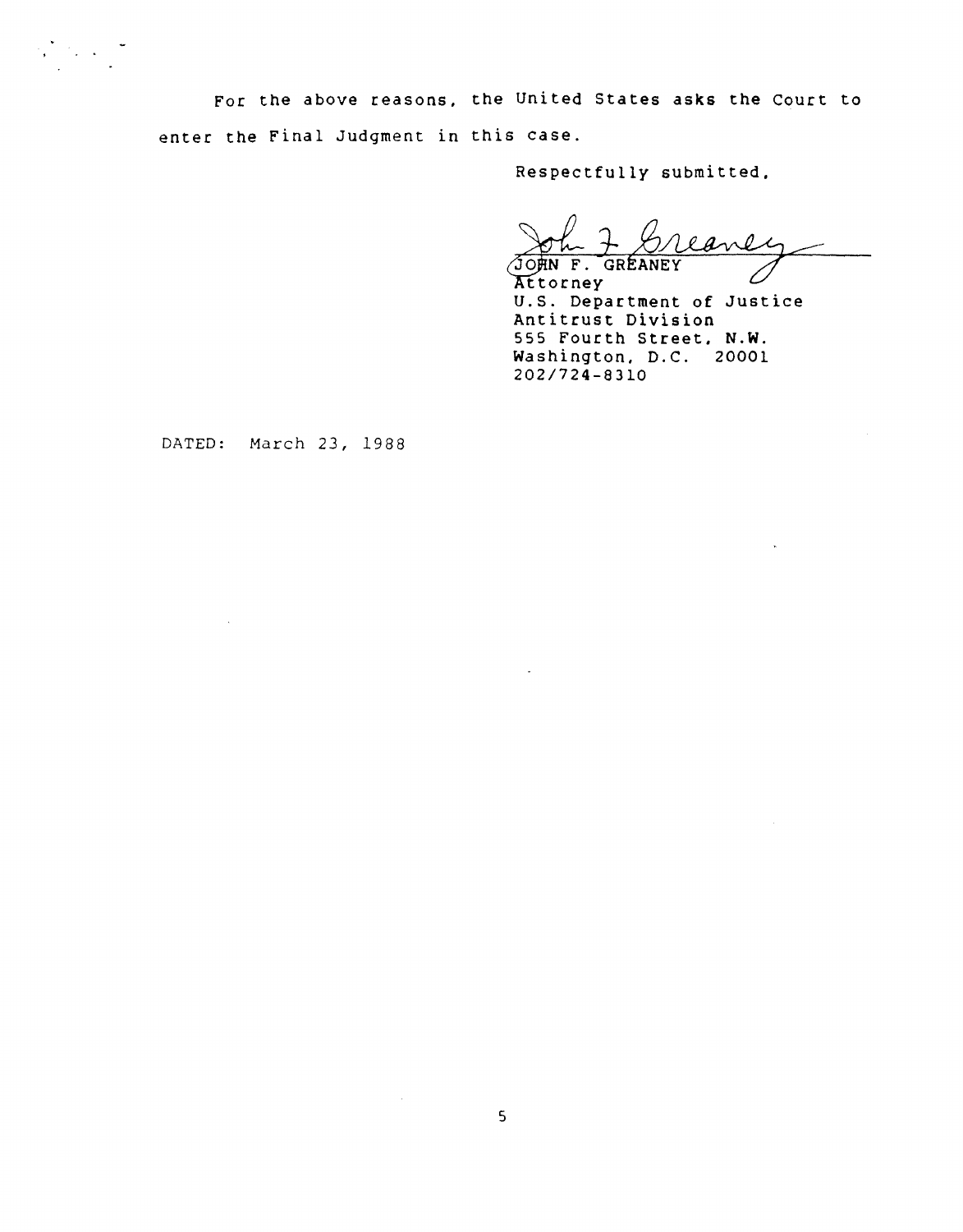For the above reasons, the United States asks the Court to enter the Final Judgment in this case.

Respectfully submitted,

JOHN F. GREANEY
Attorney
U.S. Department of Justice
Antitrust Division
555 Fourth Street, N.W.
Washington, D.C. 20001
202/724-8310

DATED: March 23, 1988